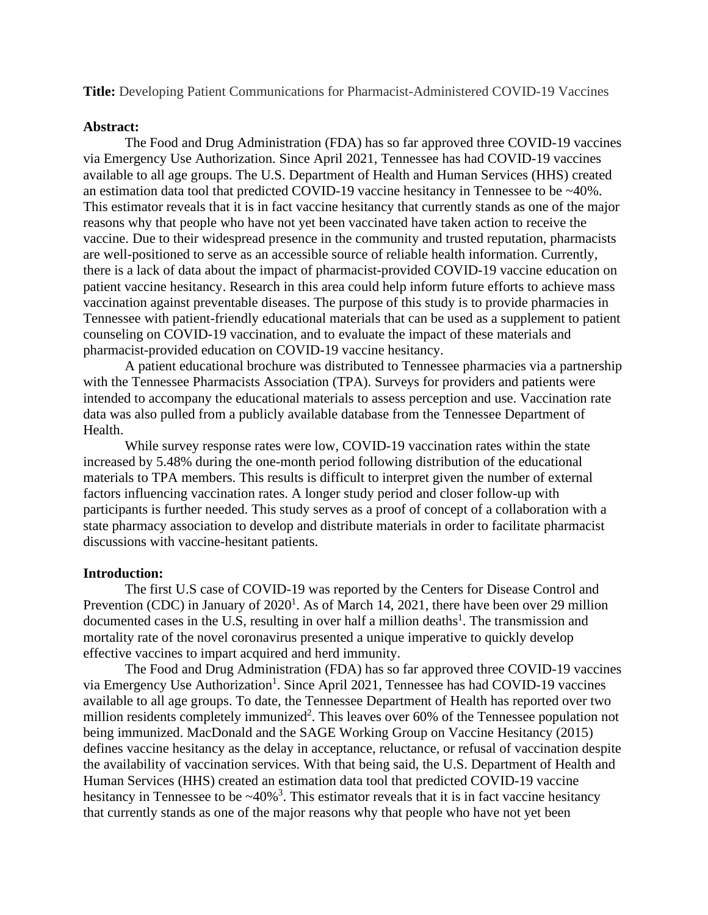**Title:** Developing Patient Communications for Pharmacist-Administered COVID-19 Vaccines

**Abstract:**

The Food and Drug Administration (FDA) has so far approved three COVID-19 vaccines via Emergency Use Authorization. Since April 2021, Tennessee has had COVID-19 vaccines available to all age groups. The U.S. Department of Health and Human Services (HHS) created an estimation data tool that predicted COVID-19 vaccine hesitancy in Tennessee to be ~40%. This estimator reveals that it is in fact vaccine hesitancy that currently stands as one of the major reasons why that people who have not yet been vaccinated have taken action to receive the vaccine. Due to their widespread presence in the community and trusted reputation, pharmacists are well-positioned to serve as an accessible source of reliable health information. Currently, there is a lack of data about the impact of pharmacist-provided COVID-19 vaccine education on patient vaccine hesitancy. Research in this area could help inform future efforts to achieve mass vaccination against preventable diseases. The purpose of this study is to provide pharmacies in Tennessee with patient-friendly educational materials that can be used as a supplement to patient counseling on COVID-19 vaccination, and to evaluate the impact of these materials and pharmacist-provided education on COVID-19 vaccine hesitancy.

A patient educational brochure was distributed to Tennessee pharmacies via a partnership with the Tennessee Pharmacists Association (TPA). Surveys for providers and patients were intended to accompany the educational materials to assess perception and use. Vaccination rate data was also pulled from a publicly available database from the Tennessee Department of Health.

While survey response rates were low, COVID-19 vaccination rates within the state increased by 5.48% during the one-month period following distribution of the educational materials to TPA members. This results is difficult to interpret given the number of external factors influencing vaccination rates. A longer study period and closer follow-up with participants is further needed. This study serves as a proof of concept of a collaboration with a state pharmacy association to develop and distribute materials in order to facilitate pharmacist discussions with vaccine-hesitant patients.

**Introduction:**

The first U.S case of COVID-19 was reported by the Centers for Disease Control and Prevention (CDC) in January of 2020[1]. As of March 14, 2021, there have been over 29 million documented cases in the U.S, resulting in over half a million deaths[1]. The transmission and mortality rate of the novel coronavirus presented a unique imperative to quickly develop effective vaccines to impart acquired and herd immunity.

The Food and Drug Administration (FDA) has so far approved three COVID-19 vaccines via Emergency Use Authorization[1]. Since April 2021, Tennessee has had COVID-19 vaccines available to all age groups. To date, the Tennessee Department of Health has reported over two million residents completely immunized[2]. This leaves over 60% of the Tennessee population not being immunized. MacDonald and the SAGE Working Group on Vaccine Hesitancy (2015) defines vaccine hesitancy as the delay in acceptance, reluctance, or refusal of vaccination despite the availability of vaccination services. With that being said, the U.S. Department of Health and Human Services (HHS) created an estimation data tool that predicted COVID-19 vaccine hesitancy in Tennessee to be ~40%[3]. This estimator reveals that it is in fact vaccine hesitancy that currently stands as one of the major reasons why that people who have not yet been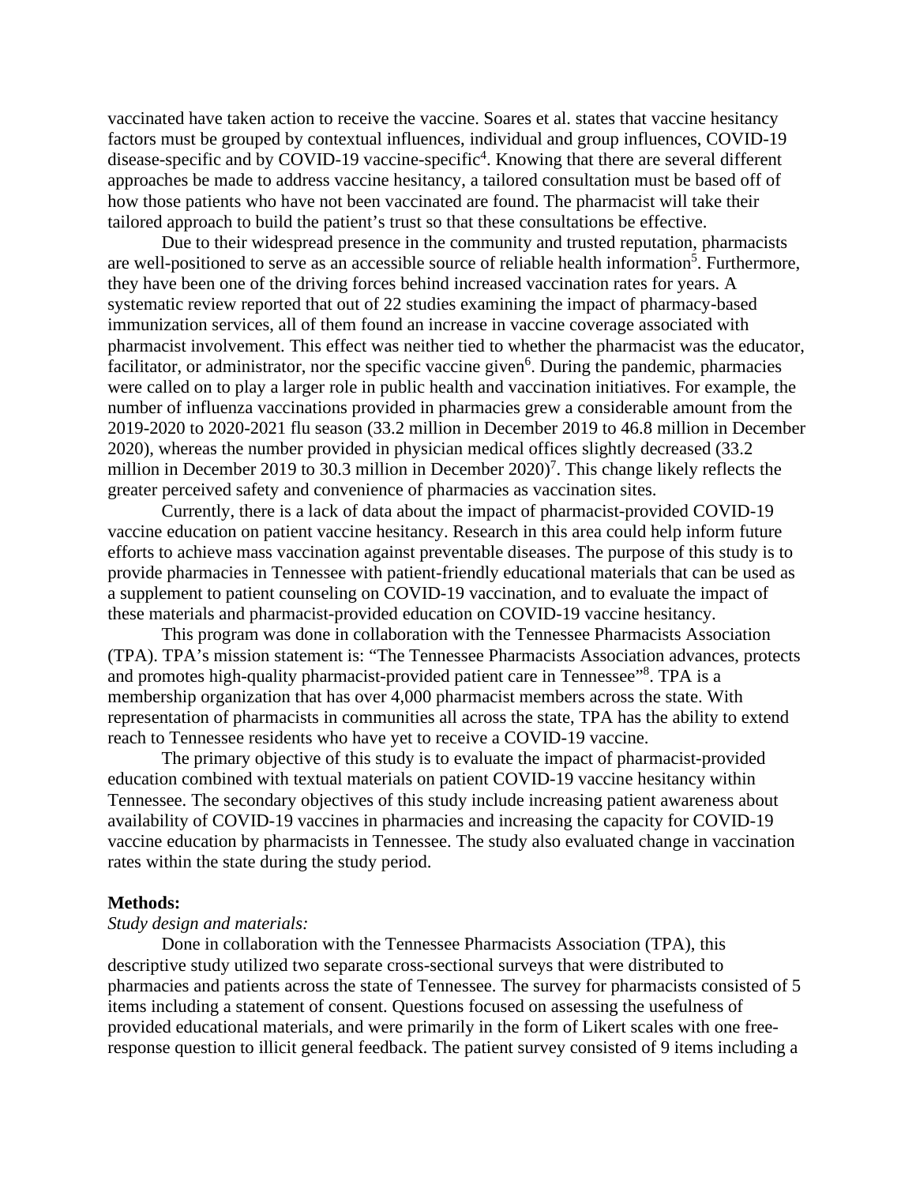vaccinated have taken action to receive the vaccine. Soares et al. states that vaccine hesitancy factors must be grouped by contextual influences, individual and group influences, COVID-19 disease-specific and by COVID-19 vaccine-specific[4]. Knowing that there are several different approaches be made to address vaccine hesitancy, a tailored consultation must be based off of how those patients who have not been vaccinated are found. The pharmacist will take their tailored approach to build the patient's trust so that these consultations be effective.

Due to their widespread presence in the community and trusted reputation, pharmacists are well-positioned to serve as an accessible source of reliable health information[5]. Furthermore, they have been one of the driving forces behind increased vaccination rates for years. A systematic review reported that out of 22 studies examining the impact of pharmacy-based immunization services, all of them found an increase in vaccine coverage associated with pharmacist involvement. This effect was neither tied to whether the pharmacist was the educator, facilitator, or administrator, nor the specific vaccine given[6]. During the pandemic, pharmacies were called on to play a larger role in public health and vaccination initiatives. For example, the number of influenza vaccinations provided in pharmacies grew a considerable amount from the 2019-2020 to 2020-2021 flu season (33.2 million in December 2019 to 46.8 million in December 2020), whereas the number provided in physician medical offices slightly decreased (33.2 million in December 2019 to 30.3 million in December 2020)[7]. This change likely reflects the greater perceived safety and convenience of pharmacies as vaccination sites.

Currently, there is a lack of data about the impact of pharmacist-provided COVID-19 vaccine education on patient vaccine hesitancy. Research in this area could help inform future efforts to achieve mass vaccination against preventable diseases. The purpose of this study is to provide pharmacies in Tennessee with patient-friendly educational materials that can be used as a supplement to patient counseling on COVID-19 vaccination, and to evaluate the impact of these materials and pharmacist-provided education on COVID-19 vaccine hesitancy.

This program was done in collaboration with the Tennessee Pharmacists Association (TPA). TPA's mission statement is: "The Tennessee Pharmacists Association advances, protects and promotes high-quality pharmacist-provided patient care in Tennessee"[8]. TPA is a membership organization that has over 4,000 pharmacist members across the state. With representation of pharmacists in communities all across the state, TPA has the ability to extend reach to Tennessee residents who have yet to receive a COVID-19 vaccine.

The primary objective of this study is to evaluate the impact of pharmacist-provided education combined with textual materials on patient COVID-19 vaccine hesitancy within Tennessee. The secondary objectives of this study include increasing patient awareness about availability of COVID-19 vaccines in pharmacies and increasing the capacity for COVID-19 vaccine education by pharmacists in Tennessee. The study also evaluated change in vaccination rates within the state during the study period.

**Methods:**

*Study design and materials:*

Done in collaboration with the Tennessee Pharmacists Association (TPA), this descriptive study utilized two separate cross-sectional surveys that were distributed to pharmacies and patients across the state of Tennessee. The survey for pharmacists consisted of 5 items including a statement of consent. Questions focused on assessing the usefulness of provided educational materials, and were primarily in the form of Likert scales with one free-response question to illicit general feedback. The patient survey consisted of 9 items including a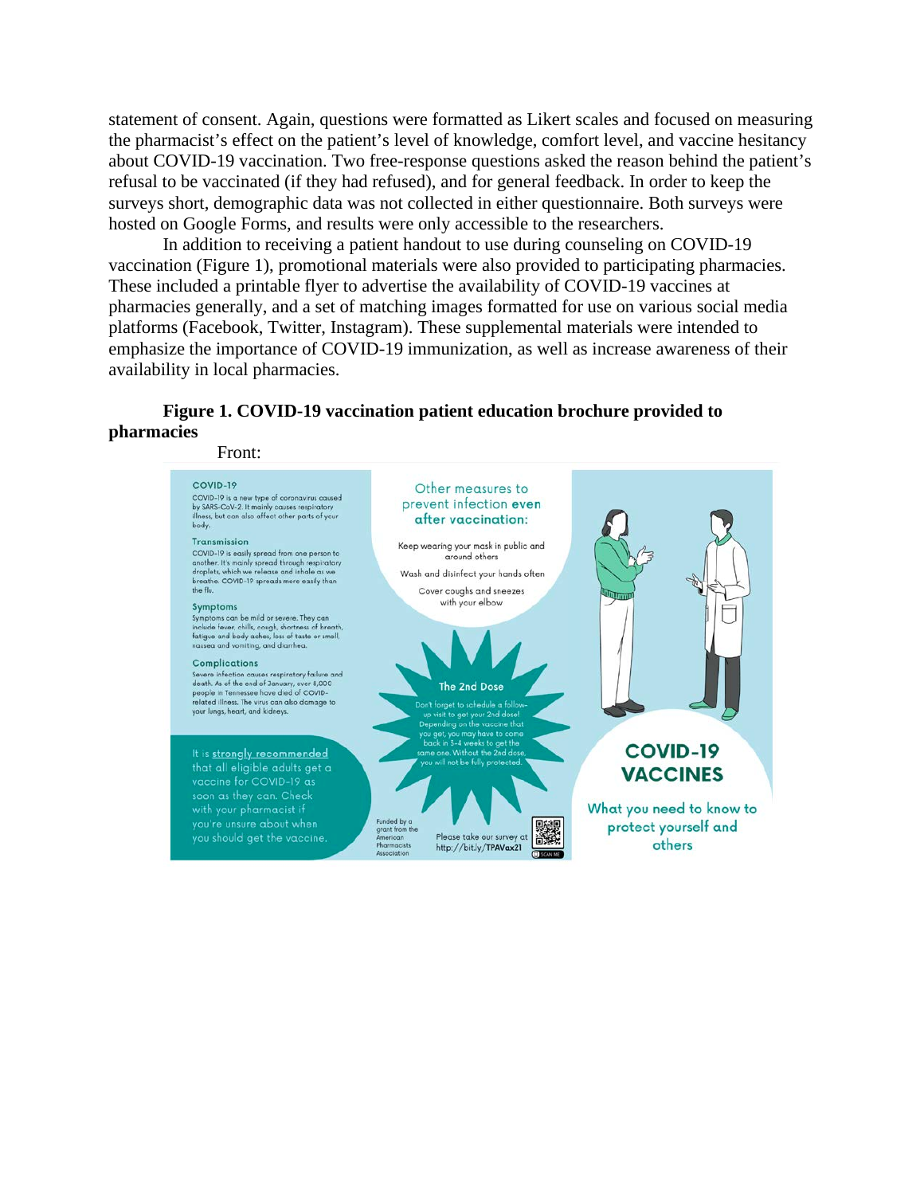statement of consent. Again, questions were formatted as Likert scales and focused on measuring the pharmacist's effect on the patient's level of knowledge, comfort level, and vaccine hesitancy about COVID-19 vaccination. Two free-response questions asked the reason behind the patient's refusal to be vaccinated (if they had refused), and for general feedback. In order to keep the surveys short, demographic data was not collected in either questionnaire. Both surveys were hosted on Google Forms, and results were only accessible to the researchers.

In addition to receiving a patient handout to use during counseling on COVID-19 vaccination (Figure 1), promotional materials were also provided to participating pharmacies. These included a printable flyer to advertise the availability of COVID-19 vaccines at pharmacies generally, and a set of matching images formatted for use on various social media platforms (Facebook, Twitter, Instagram). These supplemental materials were intended to emphasize the importance of COVID-19 immunization, as well as increase awareness of their availability in local pharmacies.

**Figure 1. COVID-19 vaccination patient education brochure provided to pharmacies**

Front:

**COVID-19**

COVID-19 is a new type of coronavirus caused by SARS-CoV-2. It mainly causes respiratory illness, but can also affect other parts of your body.

**Transmission**

COVID-19 is easily spread from one person to another. It's mainly spread through respiratory droplets, which we release and inhale as we breathe. COVID-19 spreads more easily than the flu.

**Symptoms**

Symptoms can be mild or severe. They can include fever, chills, cough, shortness of breath, fatigue and body aches, loss of taste or smell, nausea and vomiting, and diarrhea.

**Complications**

Severe infection causes respiratory failure and death. As of the end of January, over 8,000 people in Tennessee have died of COVID-related illness. The virus can also damage to your lungs, heart, and kidneys.

It is **strongly recommended** that all eligible adults get a vaccine for COVID-19 as soon as they can. Check with your pharmacist if you're unsure about when you should get the vaccine.

Other measures to prevent infection **even after vaccination:**

Keep wearing your mask in public and around others

Wash and disinfect your hands often

Cover coughs and sneezes with your elbow

**The 2nd Dose**

Don't forget to schedule a follow-up visit to get your 2nd dose! Depending on the vaccine that you get, you may have to come back in 3-4 weeks to get the same one. Without the 2nd dose, you will not be fully protected.

Funded by a grant from the American Pharmacists Association

Please take our survey at http://bit.ly/TPAVax21

**COVID-19 VACCINES**

What you need to know to protect yourself and others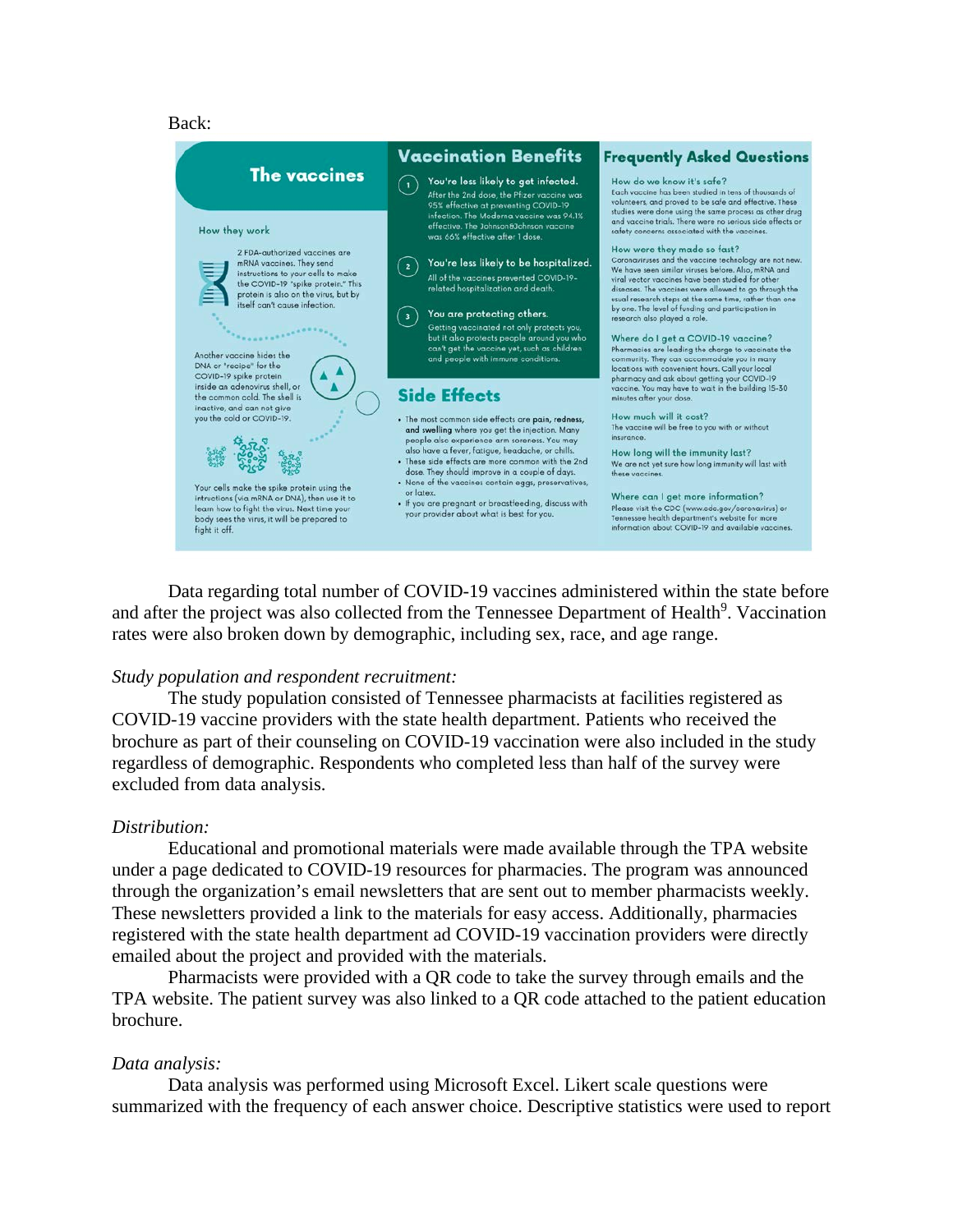Back:

## The vaccines

### How they work

2 FDA-authorized vaccines are mRNA vaccines. They send instructions to your cells to make the COVID-19 "spike protein." This protein is also on the virus, but by itself can't cause infection.

Another vaccine hides the DNA or "recipe" for the COVID-19 spike protein inside an adenovirus shell, or the common cold. The shell is inactive, and can not give you the cold or COVID-19.

Your cells make the spike protein using the intructions (via mRNA or DNA), then use it to learn how to fight the virus. Next time your body sees the virus, it will be prepared to fight it off.

## Vaccination Benefits

1. **You're less likely to get infected.** After the 2nd dose, the Pfizer vaccine was 95% effective at preventing COVID-19 infection. The Moderna vaccine was 94.1% effective. The Johnson&Johnson vaccine was 66% effective after 1 dose.
2. **You're less likely to be hospitalized.** All of the vaccines prevented COVID-19-related hospitalization and death.
3. **You are protecting others.** Getting vaccinated not only protects you, but it also protects people around you who can't get the vaccine yet, such as children and people with immune conditions.

## Side Effects

- The most common side effects are **pain, redness, and swelling** where you get the injection. Many people also experience arm soreness. You may also have a fever, fatigue, headache, or chills.
- These side effects are more common with the 2nd dose. They should improve in a couple of days.
- None of the vaccines contain eggs, preservatives, or latex.
- If you are pregnant or breastfeeding, discuss with your provider about what is best for you.

## Frequently Asked Questions

**How do we know it's safe?**
Each vaccine has been studied in tens of thousands of volunteers, and proved to be safe and effective. These studies were done using the same process as other drug and vaccine trials. There were no serious side effects or safety concerns associated with the vaccines.

**How were they made so fast?**
Coronaviruses and the vaccine technology are not new. We have seen similar viruses before. Also, mRNA and viral vector vaccines have been studied for other diseases. The vaccines were allowed to go through the usual research steps at the same time, rather than one by one. The level of funding and participation in research also played a role.

**Where do I get a COVID-19 vaccine?**
Pharmacies are leading the charge to vaccinate the community. They can accommodate you in many locations with convenient hours. Call your local pharmacy and ask about getting your COVID-19 vaccine. You may have to wait in the building 15-30 minutes after your dose.

**How much will it cost?**
The vaccine will be free to you with or without insurance.

**How long will the immunity last?**
We are not yet sure how long immunity will last with these vaccines.

**Where can I get more information?**
Please visit the CDC (www.cdc.gov/coronavirus) or Tennessee health department's website for more information about COVID-19 and available vaccines.

Data regarding total number of COVID-19 vaccines administered within the state before and after the project was also collected from the Tennessee Department of Health[9]. Vaccination rates were also broken down by demographic, including sex, race, and age range.

*Study population and respondent recruitment:*

The study population consisted of Tennessee pharmacists at facilities registered as COVID-19 vaccine providers with the state health department. Patients who received the brochure as part of their counseling on COVID-19 vaccination were also included in the study regardless of demographic. Respondents who completed less than half of the survey were excluded from data analysis.

*Distribution:*

Educational and promotional materials were made available through the TPA website under a page dedicated to COVID-19 resources for pharmacies. The program was announced through the organization's email newsletters that are sent out to member pharmacists weekly. These newsletters provided a link to the materials for easy access. Additionally, pharmacies registered with the state health department ad COVID-19 vaccination providers were directly emailed about the project and provided with the materials.

Pharmacists were provided with a QR code to take the survey through emails and the TPA website. The patient survey was also linked to a QR code attached to the patient education brochure.

*Data analysis:*

Data analysis was performed using Microsoft Excel. Likert scale questions were summarized with the frequency of each answer choice. Descriptive statistics were used to report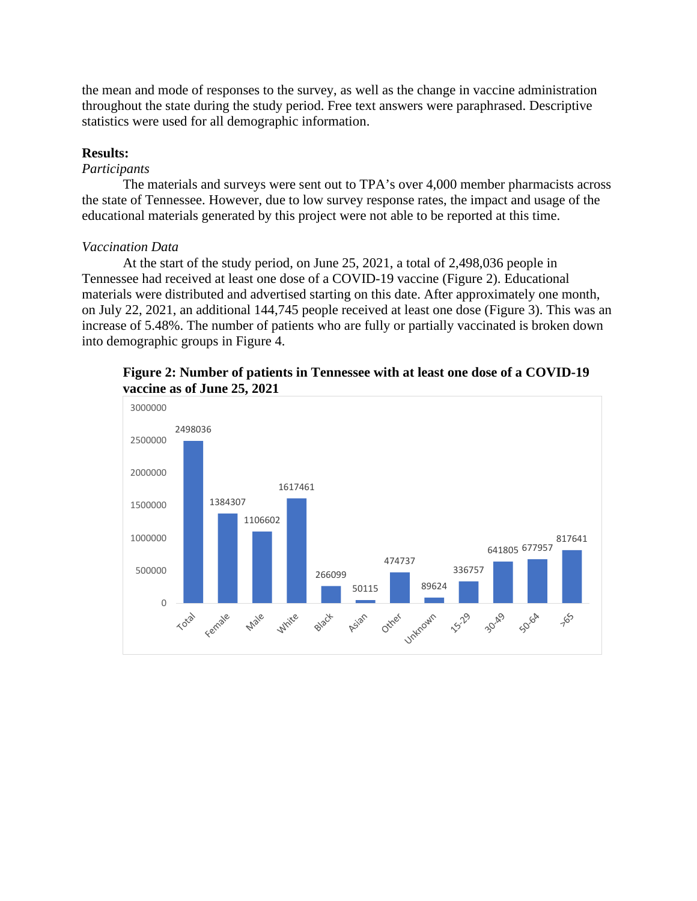the mean and mode of responses to the survey, as well as the change in vaccine administration throughout the state during the study period. Free text answers were paraphrased. Descriptive statistics were used for all demographic information.

**Results:**

*Participants*

The materials and surveys were sent out to TPA's over 4,000 member pharmacists across the state of Tennessee. However, due to low survey response rates, the impact and usage of the educational materials generated by this project were not able to be reported at this time.

*Vaccination Data*

At the start of the study period, on June 25, 2021, a total of 2,498,036 people in Tennessee had received at least one dose of a COVID-19 vaccine (Figure 2). Educational materials were distributed and advertised starting on this date. After approximately one month, on July 22, 2021, an additional 144,745 people received at least one dose (Figure 3). This was an increase of 5.48%. The number of patients who are fully or partially vaccinated is broken down into demographic groups in Figure 4.

**Figure 2: Number of patients in Tennessee with at least one dose of a COVID-19 vaccine as of June 25, 2021**

| Group | Number |
|---|---|
| Total | 2498036 |
| Female | 1384307 |
| Male | 1106602 |
| White | 1617461 |
| Black | 266099 |
| Asian | 50115 |
| Other | 474737 |
| Unknown | 89624 |
| 15-29 | 336757 |
| 30-49 | 641805 |
| 50-64 | 677957 |
| >65 | 817641 |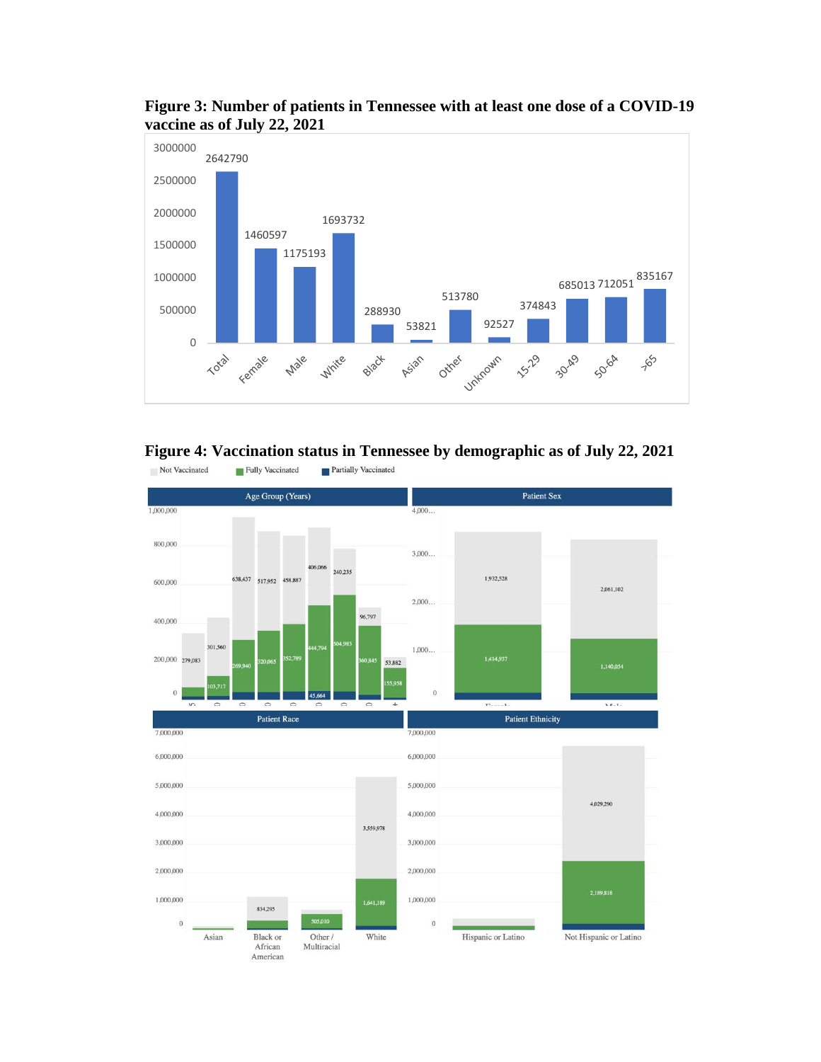**Figure 3: Number of patients in Tennessee with at least one dose of a COVID-19 vaccine as of July 22, 2021**

**Figure 4: Vaccination status in Tennessee by demographic as of July 22, 2021**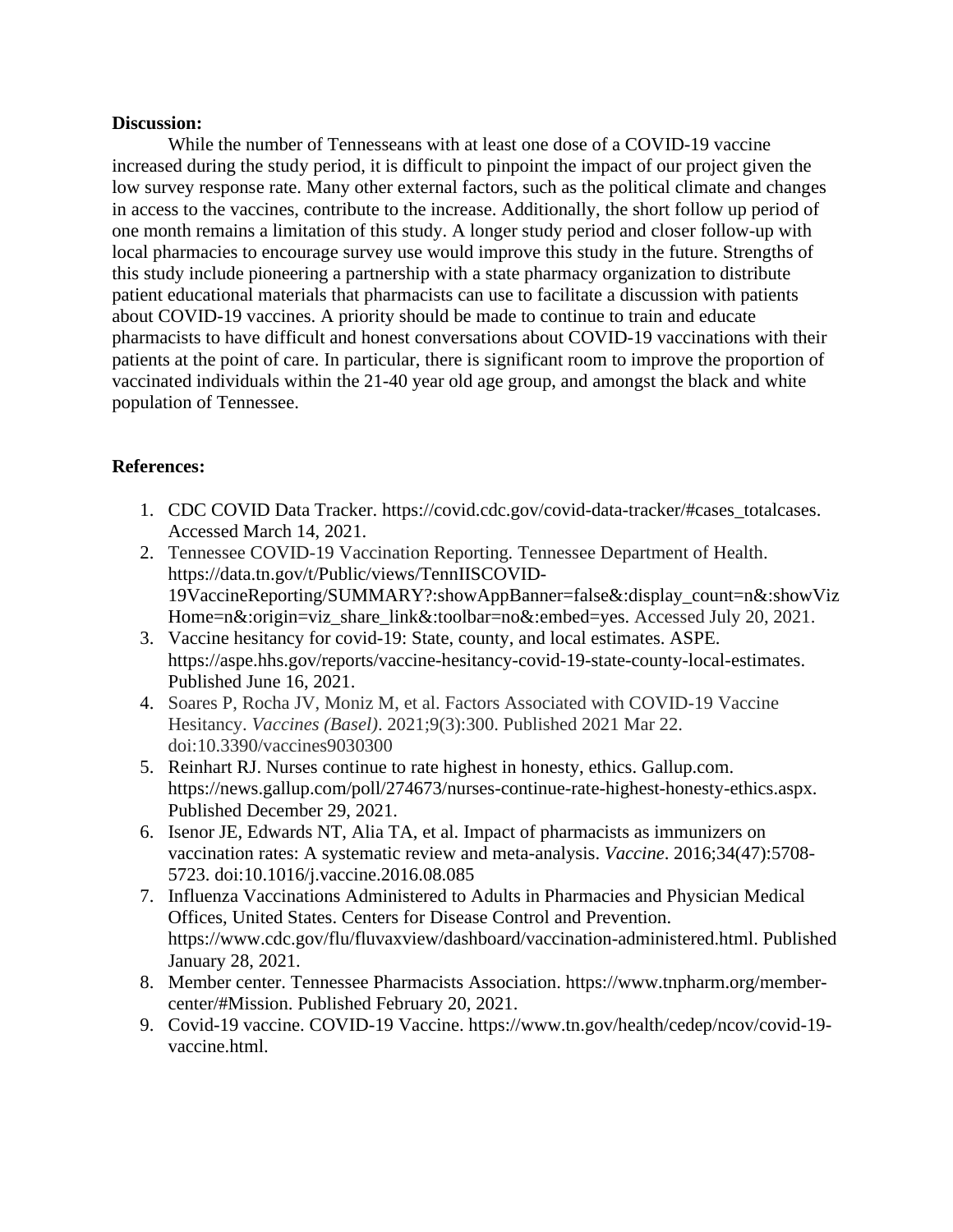**Discussion:**

While the number of Tennesseans with at least one dose of a COVID-19 vaccine increased during the study period, it is difficult to pinpoint the impact of our project given the low survey response rate. Many other external factors, such as the political climate and changes in access to the vaccines, contribute to the increase. Additionally, the short follow up period of one month remains a limitation of this study. A longer study period and closer follow-up with local pharmacies to encourage survey use would improve this study in the future. Strengths of this study include pioneering a partnership with a state pharmacy organization to distribute patient educational materials that pharmacists can use to facilitate a discussion with patients about COVID-19 vaccines. A priority should be made to continue to train and educate pharmacists to have difficult and honest conversations about COVID-19 vaccinations with their patients at the point of care. In particular, there is significant room to improve the proportion of vaccinated individuals within the 21-40 year old age group, and amongst the black and white population of Tennessee.

**References:**

1. CDC COVID Data Tracker. https://covid.cdc.gov/covid-data-tracker/#cases_totalcases. Accessed March 14, 2021.
2. Tennessee COVID-19 Vaccination Reporting. Tennessee Department of Health. https://data.tn.gov/t/Public/views/TennIISCOVID-19VaccineReporting/SUMMARY?:showAppBanner=false&:display_count=n&:showVizHome=n&:origin=viz_share_link&:toolbar=no&:embed=yes. Accessed July 20, 2021.
3. Vaccine hesitancy for covid-19: State, county, and local estimates. ASPE. https://aspe.hhs.gov/reports/vaccine-hesitancy-covid-19-state-county-local-estimates. Published June 16, 2021.
4. Soares P, Rocha JV, Moniz M, et al. Factors Associated with COVID-19 Vaccine Hesitancy. *Vaccines (Basel)*. 2021;9(3):300. Published 2021 Mar 22. doi:10.3390/vaccines9030300
5. Reinhart RJ. Nurses continue to rate highest in honesty, ethics. Gallup.com. https://news.gallup.com/poll/274673/nurses-continue-rate-highest-honesty-ethics.aspx. Published December 29, 2021.
6. Isenor JE, Edwards NT, Alia TA, et al. Impact of pharmacists as immunizers on vaccination rates: A systematic review and meta-analysis. *Vaccine*. 2016;34(47):5708-5723. doi:10.1016/j.vaccine.2016.08.085
7. Influenza Vaccinations Administered to Adults in Pharmacies and Physician Medical Offices, United States. Centers for Disease Control and Prevention. https://www.cdc.gov/flu/fluvaxview/dashboard/vaccination-administered.html. Published January 28, 2021.
8. Member center. Tennessee Pharmacists Association. https://www.tnpharm.org/member-center/#Mission. Published February 20, 2021.
9. Covid-19 vaccine. COVID-19 Vaccine. https://www.tn.gov/health/cedep/ncov/covid-19-vaccine.html.